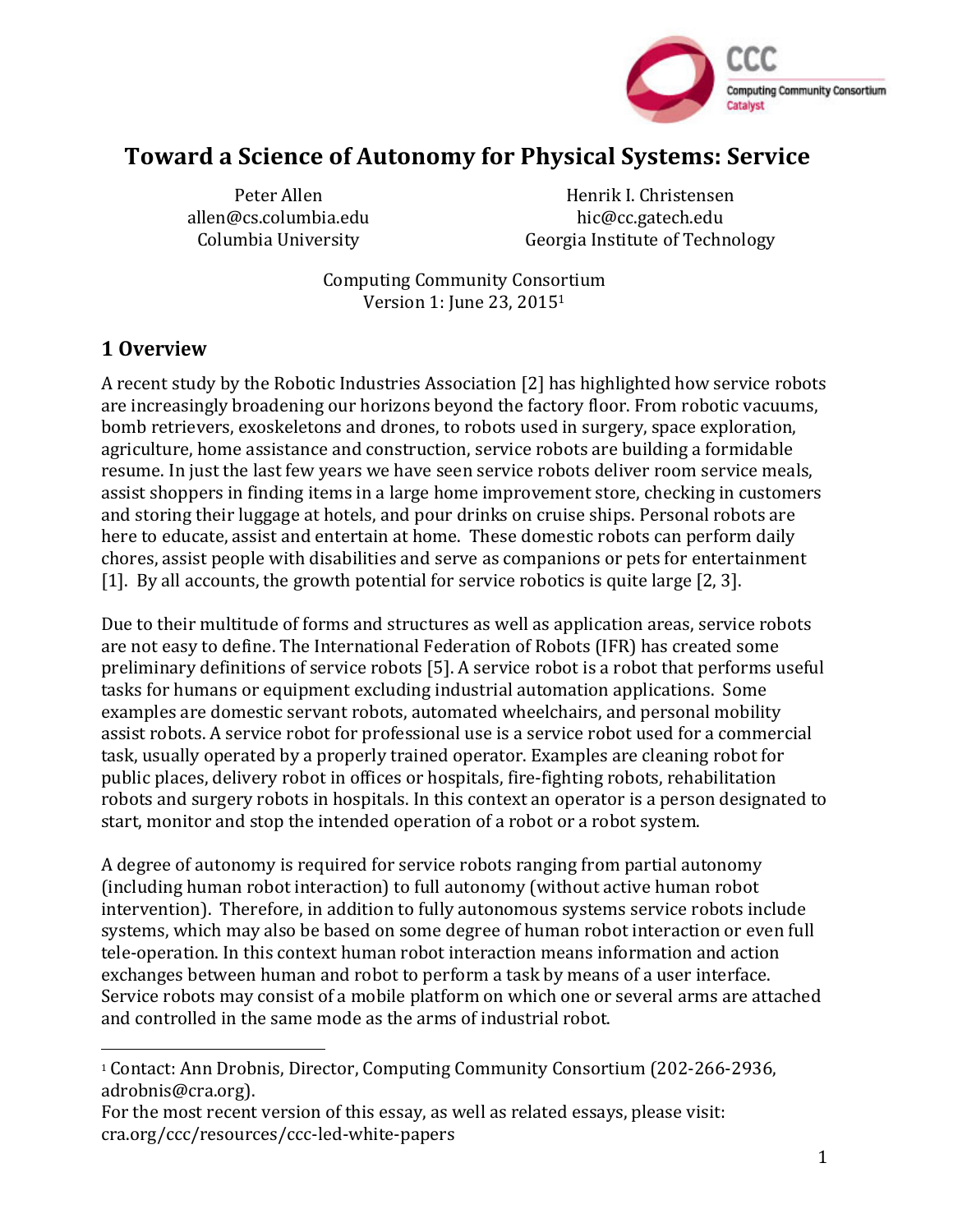# Toward a Science of Autonomy for Physical Systems: Service

Peter Allen
allen@cs.columbia.edu
Columbia University

Henrik I. Christensen
hic@cc.gatech.edu
Georgia Institute of Technology

Computing Community Consortium
Version 1: June 23, 2015[1]

## 1 Overview

A recent study by the Robotic Industries Association [2] has highlighted how service robots are increasingly broadening our horizons beyond the factory floor. From robotic vacuums, bomb retrievers, exoskeletons and drones, to robots used in surgery, space exploration, agriculture, home assistance and construction, service robots are building a formidable resume. In just the last few years we have seen service robots deliver room service meals, assist shoppers in finding items in a large home improvement store, checking in customers and storing their luggage at hotels, and pour drinks on cruise ships. Personal robots are here to educate, assist and entertain at home. These domestic robots can perform daily chores, assist people with disabilities and serve as companions or pets for entertainment [1]. By all accounts, the growth potential for service robotics is quite large [2, 3].

Due to their multitude of forms and structures as well as application areas, service robots are not easy to define. The International Federation of Robots (IFR) has created some preliminary definitions of service robots [5]. A service robot is a robot that performs useful tasks for humans or equipment excluding industrial automation applications. Some examples are domestic servant robots, automated wheelchairs, and personal mobility assist robots. A service robot for professional use is a service robot used for a commercial task, usually operated by a properly trained operator. Examples are cleaning robot for public places, delivery robot in offices or hospitals, fire-fighting robots, rehabilitation robots and surgery robots in hospitals. In this context an operator is a person designated to start, monitor and stop the intended operation of a robot or a robot system.

A degree of autonomy is required for service robots ranging from partial autonomy (including human robot interaction) to full autonomy (without active human robot intervention). Therefore, in addition to fully autonomous systems service robots include systems, which may also be based on some degree of human robot interaction or even full tele-operation. In this context human robot interaction means information and action exchanges between human and robot to perform a task by means of a user interface. Service robots may consist of a mobile platform on which one or several arms are attached and controlled in the same mode as the arms of industrial robot.

[1] Contact: Ann Drobnis, Director, Computing Community Consortium (202-266-2936, adrobnis@cra.org).
For the most recent version of this essay, as well as related essays, please visit: cra.org/ccc/resources/ccc-led-white-papers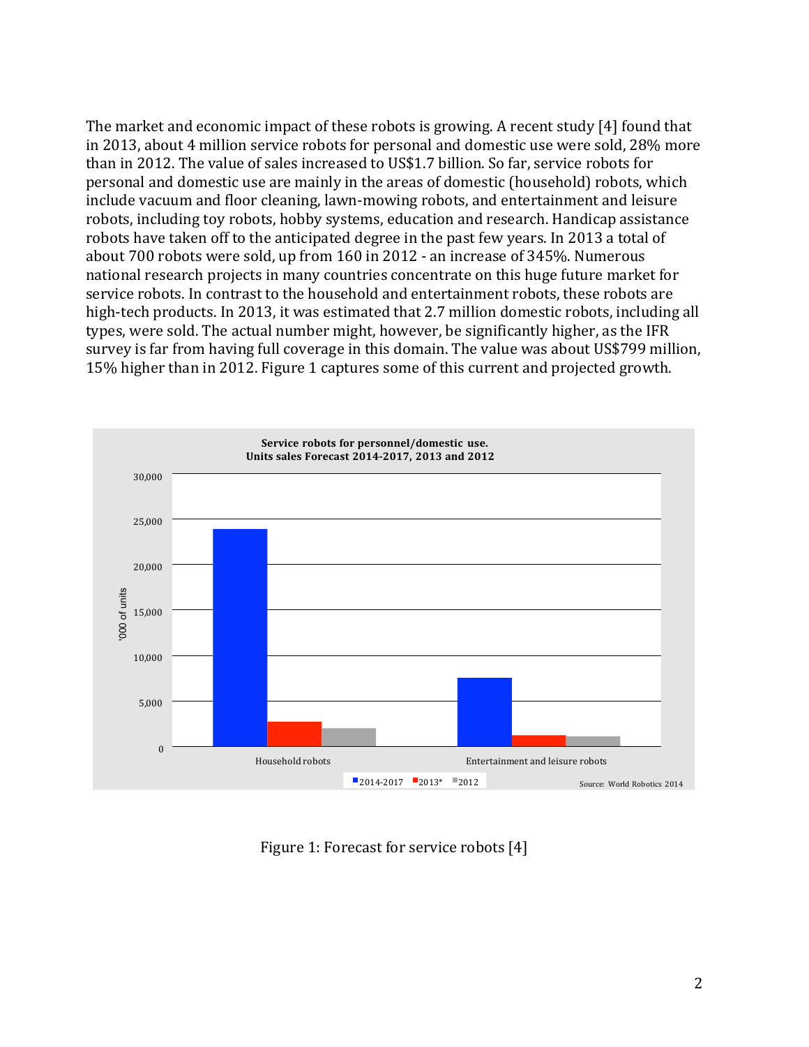The market and economic impact of these robots is growing. A recent study [4] found that in 2013, about 4 million service robots for personal and domestic use were sold, 28% more than in 2012. The value of sales increased to US$1.7 billion. So far, service robots for personal and domestic use are mainly in the areas of domestic (household) robots, which include vacuum and floor cleaning, lawn-mowing robots, and entertainment and leisure robots, including toy robots, hobby systems, education and research. Handicap assistance robots have taken off to the anticipated degree in the past few years. In 2013 a total of about 700 robots were sold, up from 160 in 2012 - an increase of 345%. Numerous national research projects in many countries concentrate on this huge future market for service robots. In contrast to the household and entertainment robots, these robots are high-tech products. In 2013, it was estimated that 2.7 million domestic robots, including all types, were sold. The actual number might, however, be significantly higher, as the IFR survey is far from having full coverage in this domain. The value was about US$799 million, 15% higher than in 2012. Figure 1 captures some of this current and projected growth.

Figure 1: Forecast for service robots [4]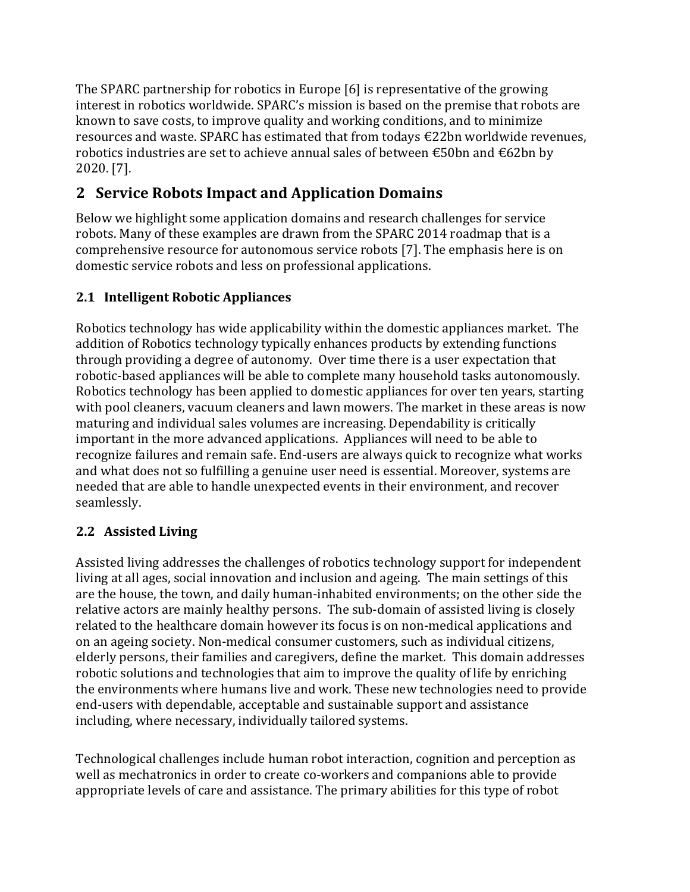The SPARC partnership for robotics in Europe [6] is representative of the growing interest in robotics worldwide. SPARC's mission is based on the premise that robots are known to save costs, to improve quality and working conditions, and to minimize resources and waste. SPARC has estimated that from todays €22bn worldwide revenues, robotics industries are set to achieve annual sales of between €50bn and €62bn by 2020. [7].

# 2 Service Robots Impact and Application Domains

Below we highlight some application domains and research challenges for service robots. Many of these examples are drawn from the SPARC 2014 roadmap that is a comprehensive resource for autonomous service robots [7]. The emphasis here is on domestic service robots and less on professional applications.

## 2.1 Intelligent Robotic Appliances

Robotics technology has wide applicability within the domestic appliances market. The addition of Robotics technology typically enhances products by extending functions through providing a degree of autonomy. Over time there is a user expectation that robotic-based appliances will be able to complete many household tasks autonomously. Robotics technology has been applied to domestic appliances for over ten years, starting with pool cleaners, vacuum cleaners and lawn mowers. The market in these areas is now maturing and individual sales volumes are increasing. Dependability is critically important in the more advanced applications. Appliances will need to be able to recognize failures and remain safe. End-users are always quick to recognize what works and what does not so fulfilling a genuine user need is essential. Moreover, systems are needed that are able to handle unexpected events in their environment, and recover seamlessly.

## 2.2 Assisted Living

Assisted living addresses the challenges of robotics technology support for independent living at all ages, social innovation and inclusion and ageing. The main settings of this are the house, the town, and daily human-inhabited environments; on the other side the relative actors are mainly healthy persons. The sub-domain of assisted living is closely related to the healthcare domain however its focus is on non-medical applications and on an ageing society. Non-medical consumer customers, such as individual citizens, elderly persons, their families and caregivers, define the market. This domain addresses robotic solutions and technologies that aim to improve the quality of life by enriching the environments where humans live and work. These new technologies need to provide end-users with dependable, acceptable and sustainable support and assistance including, where necessary, individually tailored systems.

Technological challenges include human robot interaction, cognition and perception as well as mechatronics in order to create co-workers and companions able to provide appropriate levels of care and assistance. The primary abilities for this type of robot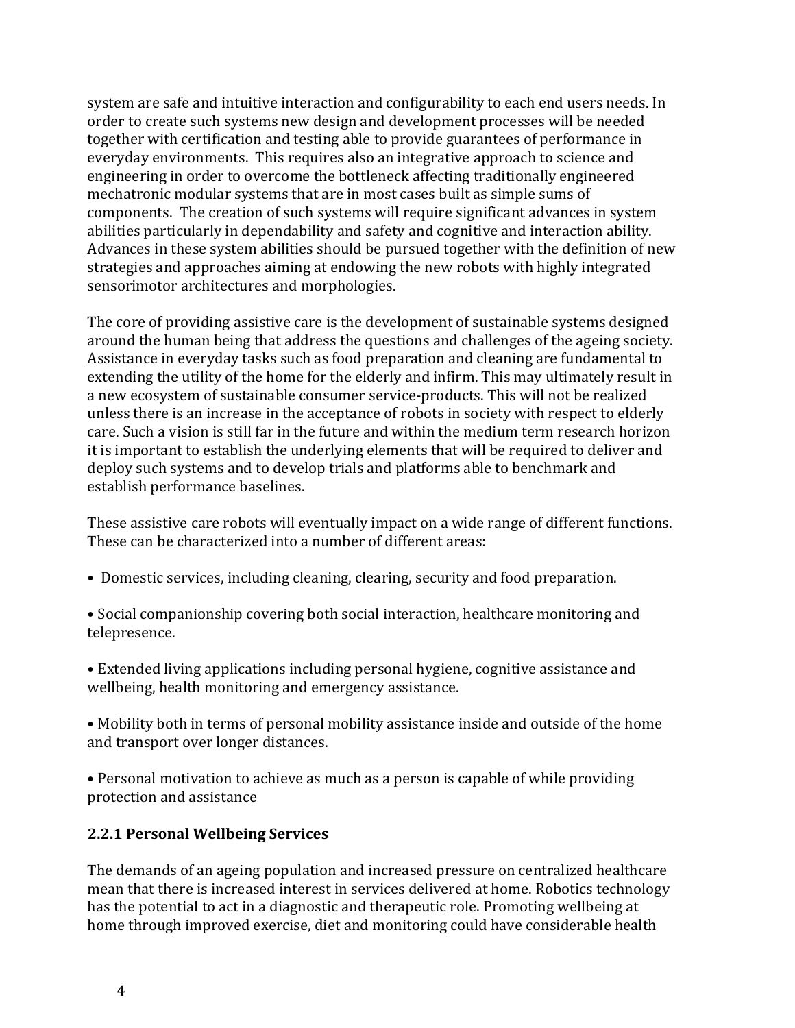system are safe and intuitive interaction and configurability to each end users needs. In order to create such systems new design and development processes will be needed together with certification and testing able to provide guarantees of performance in everyday environments. This requires also an integrative approach to science and engineering in order to overcome the bottleneck affecting traditionally engineered mechatronic modular systems that are in most cases built as simple sums of components. The creation of such systems will require significant advances in system abilities particularly in dependability and safety and cognitive and interaction ability. Advances in these system abilities should be pursued together with the definition of new strategies and approaches aiming at endowing the new robots with highly integrated sensorimotor architectures and morphologies.

The core of providing assistive care is the development of sustainable systems designed around the human being that address the questions and challenges of the ageing society. Assistance in everyday tasks such as food preparation and cleaning are fundamental to extending the utility of the home for the elderly and infirm. This may ultimately result in a new ecosystem of sustainable consumer service-products. This will not be realized unless there is an increase in the acceptance of robots in society with respect to elderly care. Such a vision is still far in the future and within the medium term research horizon it is important to establish the underlying elements that will be required to deliver and deploy such systems and to develop trials and platforms able to benchmark and establish performance baselines.

These assistive care robots will eventually impact on a wide range of different functions. These can be characterized into a number of different areas:

- Domestic services, including cleaning, clearing, security and food preparation.

- Social companionship covering both social interaction, healthcare monitoring and telepresence.

- Extended living applications including personal hygiene, cognitive assistance and wellbeing, health monitoring and emergency assistance.

- Mobility both in terms of personal mobility assistance inside and outside of the home and transport over longer distances.

- Personal motivation to achieve as much as a person is capable of while providing protection and assistance

### 2.2.1 Personal Wellbeing Services

The demands of an ageing population and increased pressure on centralized healthcare mean that there is increased interest in services delivered at home. Robotics technology has the potential to act in a diagnostic and therapeutic role. Promoting wellbeing at home through improved exercise, diet and monitoring could have considerable health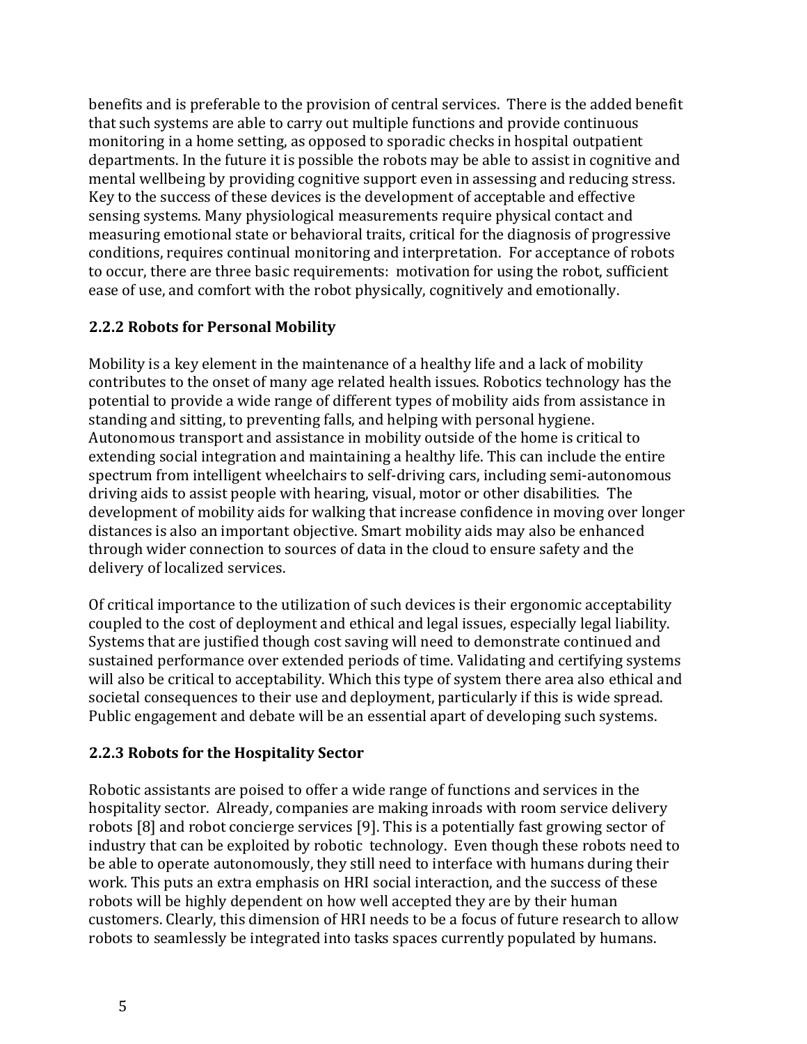benefits and is preferable to the provision of central services. There is the added benefit that such systems are able to carry out multiple functions and provide continuous monitoring in a home setting, as opposed to sporadic checks in hospital outpatient departments. In the future it is possible the robots may be able to assist in cognitive and mental wellbeing by providing cognitive support even in assessing and reducing stress. Key to the success of these devices is the development of acceptable and effective sensing systems. Many physiological measurements require physical contact and measuring emotional state or behavioral traits, critical for the diagnosis of progressive conditions, requires continual monitoring and interpretation. For acceptance of robots to occur, there are three basic requirements: motivation for using the robot, sufficient ease of use, and comfort with the robot physically, cognitively and emotionally.

### 2.2.2 Robots for Personal Mobility

Mobility is a key element in the maintenance of a healthy life and a lack of mobility contributes to the onset of many age related health issues. Robotics technology has the potential to provide a wide range of different types of mobility aids from assistance in standing and sitting, to preventing falls, and helping with personal hygiene. Autonomous transport and assistance in mobility outside of the home is critical to extending social integration and maintaining a healthy life. This can include the entire spectrum from intelligent wheelchairs to self-driving cars, including semi-autonomous driving aids to assist people with hearing, visual, motor or other disabilities. The development of mobility aids for walking that increase confidence in moving over longer distances is also an important objective. Smart mobility aids may also be enhanced through wider connection to sources of data in the cloud to ensure safety and the delivery of localized services.

Of critical importance to the utilization of such devices is their ergonomic acceptability coupled to the cost of deployment and ethical and legal issues, especially legal liability. Systems that are justified though cost saving will need to demonstrate continued and sustained performance over extended periods of time. Validating and certifying systems will also be critical to acceptability. Which this type of system there area also ethical and societal consequences to their use and deployment, particularly if this is wide spread. Public engagement and debate will be an essential apart of developing such systems.

### 2.2.3 Robots for the Hospitality Sector

Robotic assistants are poised to offer a wide range of functions and services in the hospitality sector. Already, companies are making inroads with room service delivery robots [8] and robot concierge services [9]. This is a potentially fast growing sector of industry that can be exploited by robotic technology. Even though these robots need to be able to operate autonomously, they still need to interface with humans during their work. This puts an extra emphasis on HRI social interaction, and the success of these robots will be highly dependent on how well accepted they are by their human customers. Clearly, this dimension of HRI needs to be a focus of future research to allow robots to seamlessly be integrated into tasks spaces currently populated by humans.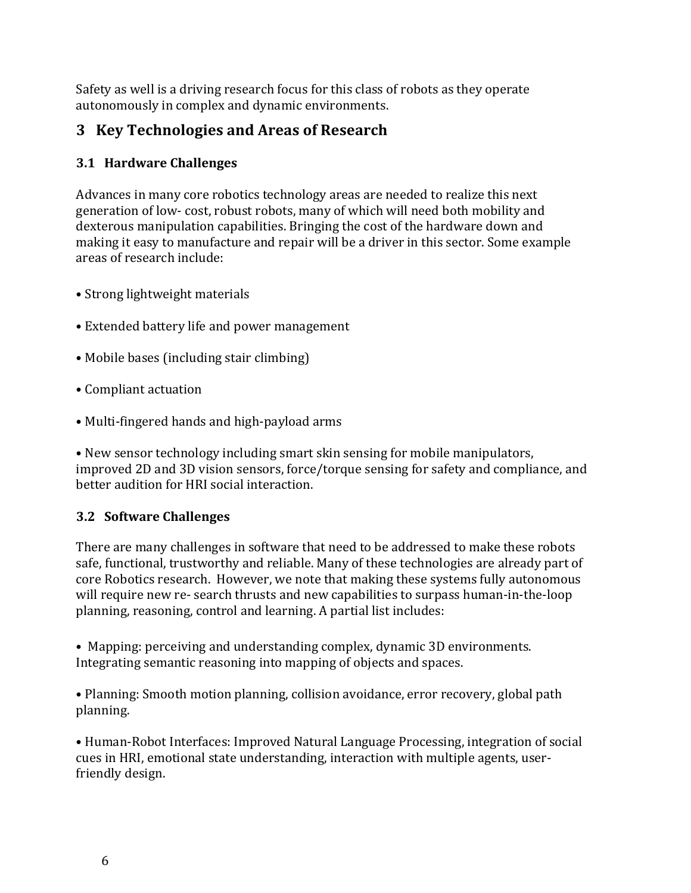Safety as well is a driving research focus for this class of robots as they operate autonomously in complex and dynamic environments.

# 3 Key Technologies and Areas of Research

## 3.1 Hardware Challenges

Advances in many core robotics technology areas are needed to realize this next generation of low- cost, robust robots, many of which will need both mobility and dexterous manipulation capabilities. Bringing the cost of the hardware down and making it easy to manufacture and repair will be a driver in this sector. Some example areas of research include:

- Strong lightweight materials
- Extended battery life and power management
- Mobile bases (including stair climbing)
- Compliant actuation
- Multi-fingered hands and high-payload arms
- New sensor technology including smart skin sensing for mobile manipulators, improved 2D and 3D vision sensors, force/torque sensing for safety and compliance, and better audition for HRI social interaction.

## 3.2 Software Challenges

There are many challenges in software that need to be addressed to make these robots safe, functional, trustworthy and reliable. Many of these technologies are already part of core Robotics research. However, we note that making these systems fully autonomous will require new re- search thrusts and new capabilities to surpass human-in-the-loop planning, reasoning, control and learning. A partial list includes:

- Mapping: perceiving and understanding complex, dynamic 3D environments. Integrating semantic reasoning into mapping of objects and spaces.
- Planning: Smooth motion planning, collision avoidance, error recovery, global path planning.
- Human-Robot Interfaces: Improved Natural Language Processing, integration of social cues in HRI, emotional state understanding, interaction with multiple agents, user-friendly design.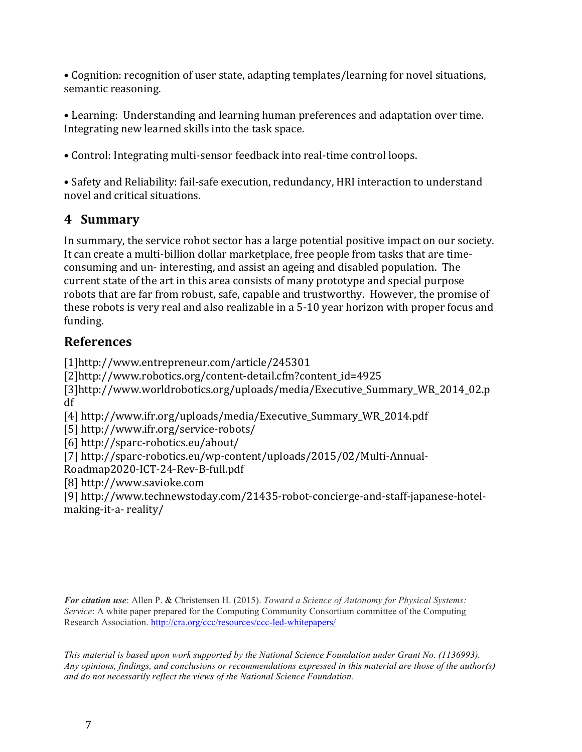• Cognition: recognition of user state, adapting templates/learning for novel situations, semantic reasoning.

• Learning: Understanding and learning human preferences and adaptation over time. Integrating new learned skills into the task space.

• Control: Integrating multi-sensor feedback into real-time control loops.

• Safety and Reliability: fail-safe execution, redundancy, HRI interaction to understand novel and critical situations.

## 4 Summary

In summary, the service robot sector has a large potential positive impact on our society. It can create a multi-billion dollar marketplace, free people from tasks that are time-consuming and un- interesting, and assist an ageing and disabled population. The current state of the art in this area consists of many prototype and special purpose robots that are far from robust, safe, capable and trustworthy. However, the promise of these robots is very real and also realizable in a 5-10 year horizon with proper focus and funding.

## References

[1]http://www.entrepreneur.com/article/245301
[2]http://www.robotics.org/content-detail.cfm?content_id=4925
[3]http://www.worldrobotics.org/uploads/media/Executive_Summary_WR_2014_02.pdf
[4] http://www.ifr.org/uploads/media/Executive_Summary_WR_2014.pdf
[5] http://www.ifr.org/service-robots/
[6] http://sparc-robotics.eu/about/
[7] http://sparc-robotics.eu/wp-content/uploads/2015/02/Multi-Annual-Roadmap2020-ICT-24-Rev-B-full.pdf
[8] http://www.savioke.com
[9] http://www.technewstoday.com/21435-robot-concierge-and-staff-japanese-hotel-making-it-a- reality/

***For citation use***: Allen P. & Christensen H. (2015). *Toward a Science of Autonomy for Physical Systems: Service*: A white paper prepared for the Computing Community Consortium committee of the Computing Research Association. http://cra.org/ccc/resources/ccc-led-whitepapers/

*This material is based upon work supported by the National Science Foundation under Grant No. (1136993). Any opinions, findings, and conclusions or recommendations expressed in this material are those of the author(s) and do not necessarily reflect the views of the National Science Foundation.*